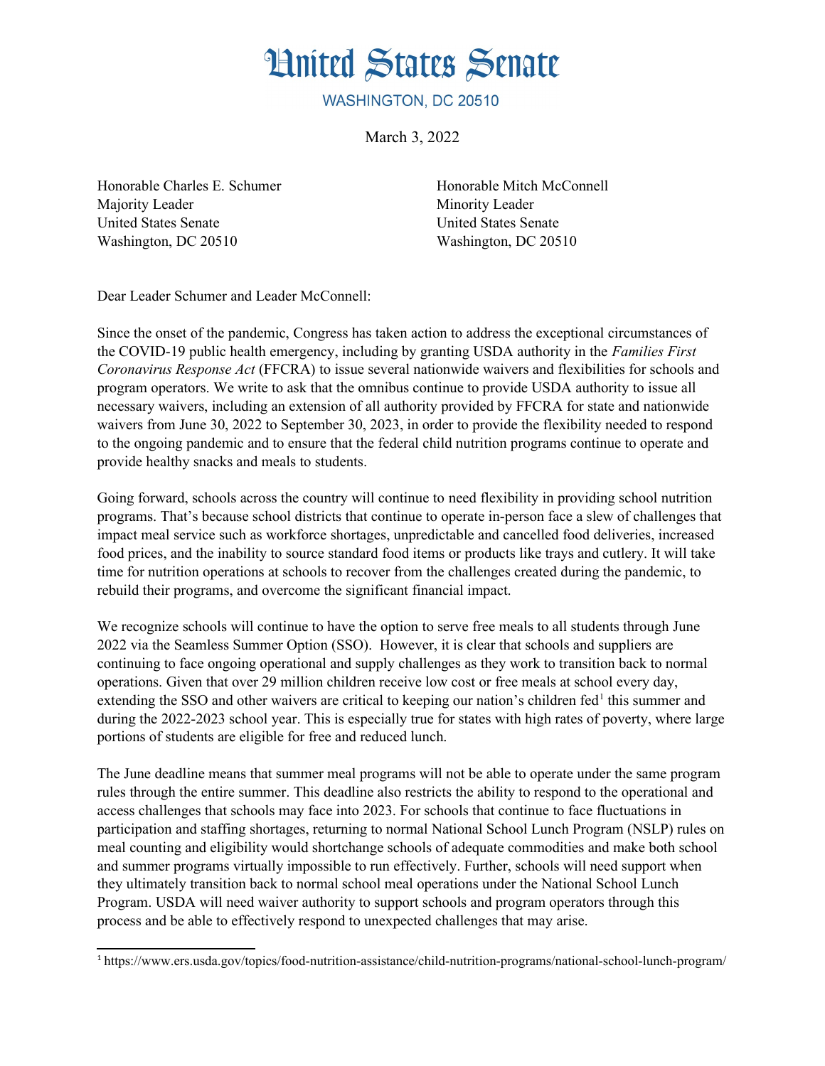# United States Senate

WASHINGTON, DC 20510

March 3, 2022

Honorable Charles E. Schumer
Majority Leader
United States Senate
Washington, DC 20510

Honorable Mitch McConnell
Minority Leader
United States Senate
Washington, DC 20510

Dear Leader Schumer and Leader McConnell:

Since the onset of the pandemic, Congress has taken action to address the exceptional circumstances of the COVID-19 public health emergency, including by granting USDA authority in the *Families First Coronavirus Response Act* (FFCRA) to issue several nationwide waivers and flexibilities for schools and program operators. We write to ask that the omnibus continue to provide USDA authority to issue all necessary waivers, including an extension of all authority provided by FFCRA for state and nationwide waivers from June 30, 2022 to September 30, 2023, in order to provide the flexibility needed to respond to the ongoing pandemic and to ensure that the federal child nutrition programs continue to operate and provide healthy snacks and meals to students.

Going forward, schools across the country will continue to need flexibility in providing school nutrition programs. That's because school districts that continue to operate in-person face a slew of challenges that impact meal service such as workforce shortages, unpredictable and cancelled food deliveries, increased food prices, and the inability to source standard food items or products like trays and cutlery. It will take time for nutrition operations at schools to recover from the challenges created during the pandemic, to rebuild their programs, and overcome the significant financial impact.

We recognize schools will continue to have the option to serve free meals to all students through June 2022 via the Seamless Summer Option (SSO). However, it is clear that schools and suppliers are continuing to face ongoing operational and supply challenges as they work to transition back to normal operations. Given that over 29 million children receive low cost or free meals at school every day, extending the SSO and other waivers are critical to keeping our nation's children fed[1] this summer and during the 2022-2023 school year. This is especially true for states with high rates of poverty, where large portions of students are eligible for free and reduced lunch.

The June deadline means that summer meal programs will not be able to operate under the same program rules through the entire summer. This deadline also restricts the ability to respond to the operational and access challenges that schools may face into 2023. For schools that continue to face fluctuations in participation and staffing shortages, returning to normal National School Lunch Program (NSLP) rules on meal counting and eligibility would shortchange schools of adequate commodities and make both school and summer programs virtually impossible to run effectively. Further, schools will need support when they ultimately transition back to normal school meal operations under the National School Lunch Program. USDA will need waiver authority to support schools and program operators through this process and be able to effectively respond to unexpected challenges that may arise.

[1] https://www.ers.usda.gov/topics/food-nutrition-assistance/child-nutrition-programs/national-school-lunch-program/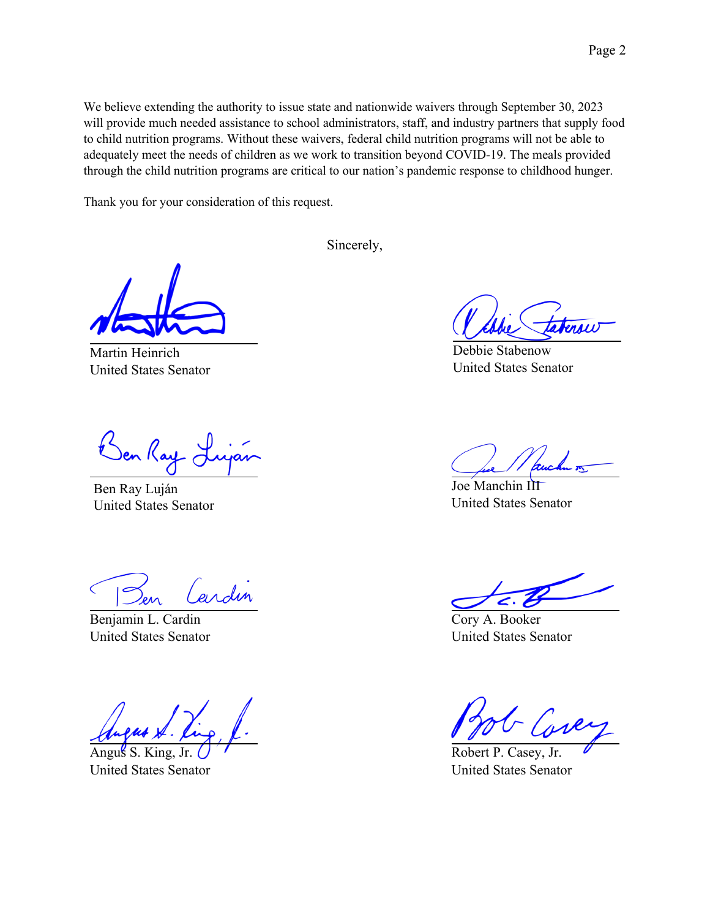We believe extending the authority to issue state and nationwide waivers through September 30, 2023 will provide much needed assistance to school administrators, staff, and industry partners that supply food to child nutrition programs. Without these waivers, federal child nutrition programs will not be able to adequately meet the needs of children as we work to transition beyond COVID-19. The meals provided through the child nutrition programs are critical to our nation's pandemic response to childhood hunger.

Thank you for your consideration of this request.

Sincerely,

Martin Heinrich
United States Senator

Debbie Stabenow
United States Senator

Ben Ray Luján
United States Senator

Joe Manchin III
United States Senator

Benjamin L. Cardin
United States Senator

Cory A. Booker
United States Senator

Angus S. King, Jr.
United States Senator

Robert P. Casey, Jr.
United States Senator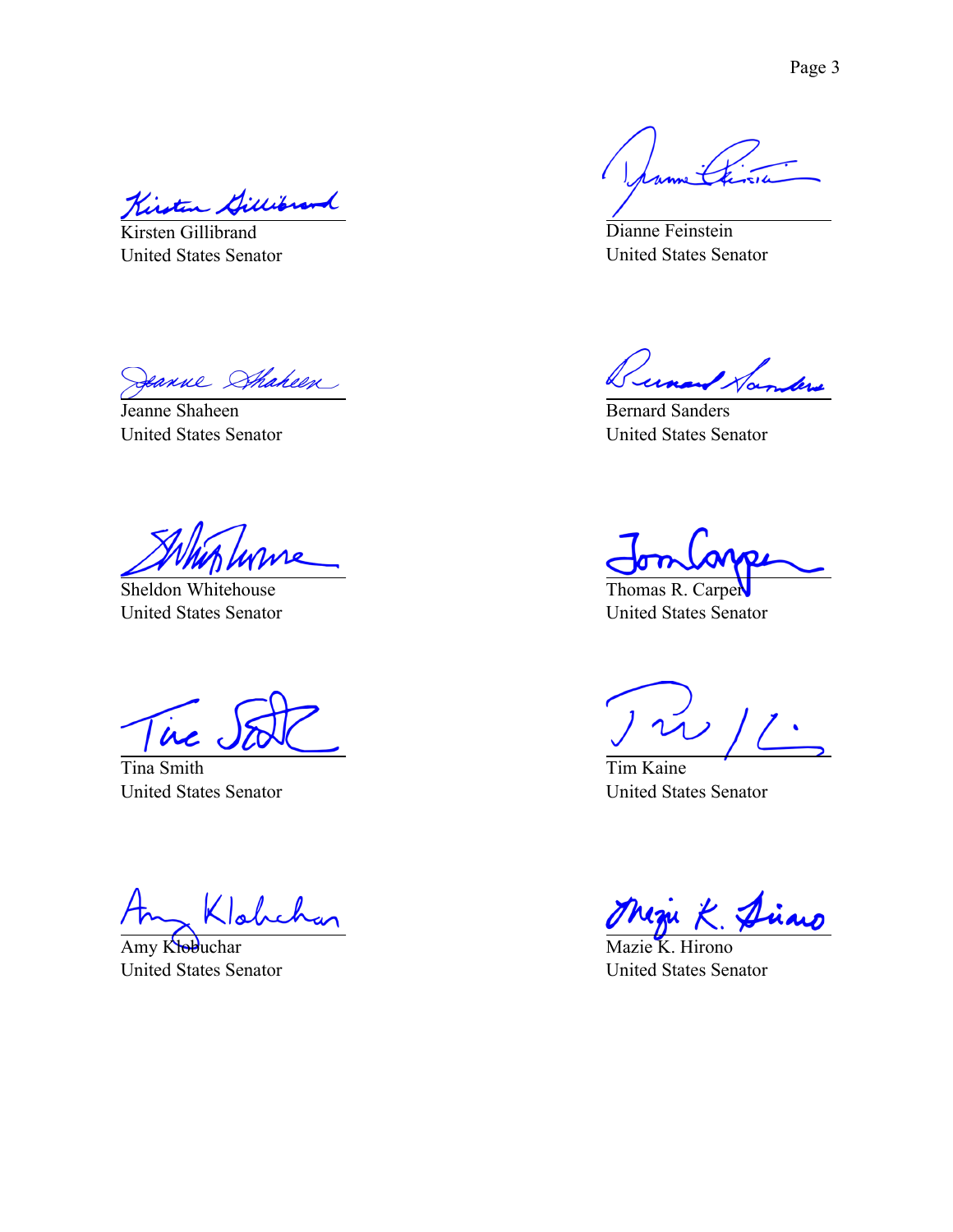Kirsten Gillibrand
United States Senator

Dianne Feinstein
United States Senator

Jeanne Shaheen
United States Senator

Bernard Sanders
United States Senator

Sheldon Whitehouse
United States Senator

Thomas R. Carper
United States Senator

Tina Smith
United States Senator

Tim Kaine
United States Senator

Amy Klobuchar
United States Senator

Mazie K. Hirono
United States Senator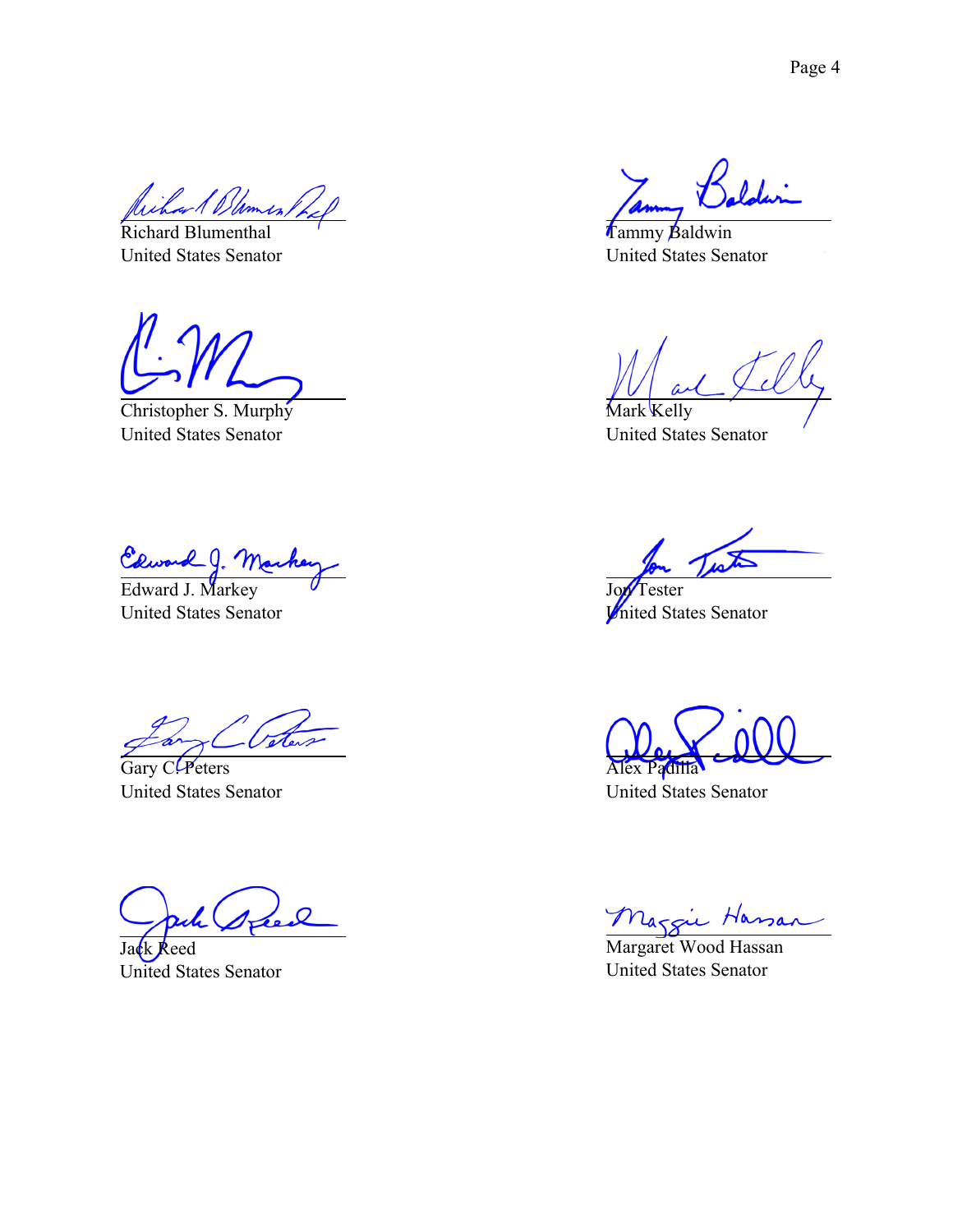Richard Blumenthal
United States Senator

Tammy Baldwin
United States Senator

Christopher S. Murphy
United States Senator

Mark Kelly
United States Senator

Edward J. Markey
United States Senator

Jon Tester
United States Senator

Gary C. Peters
United States Senator

Alex Padilla
United States Senator

Jack Reed
United States Senator

Margaret Wood Hassan
United States Senator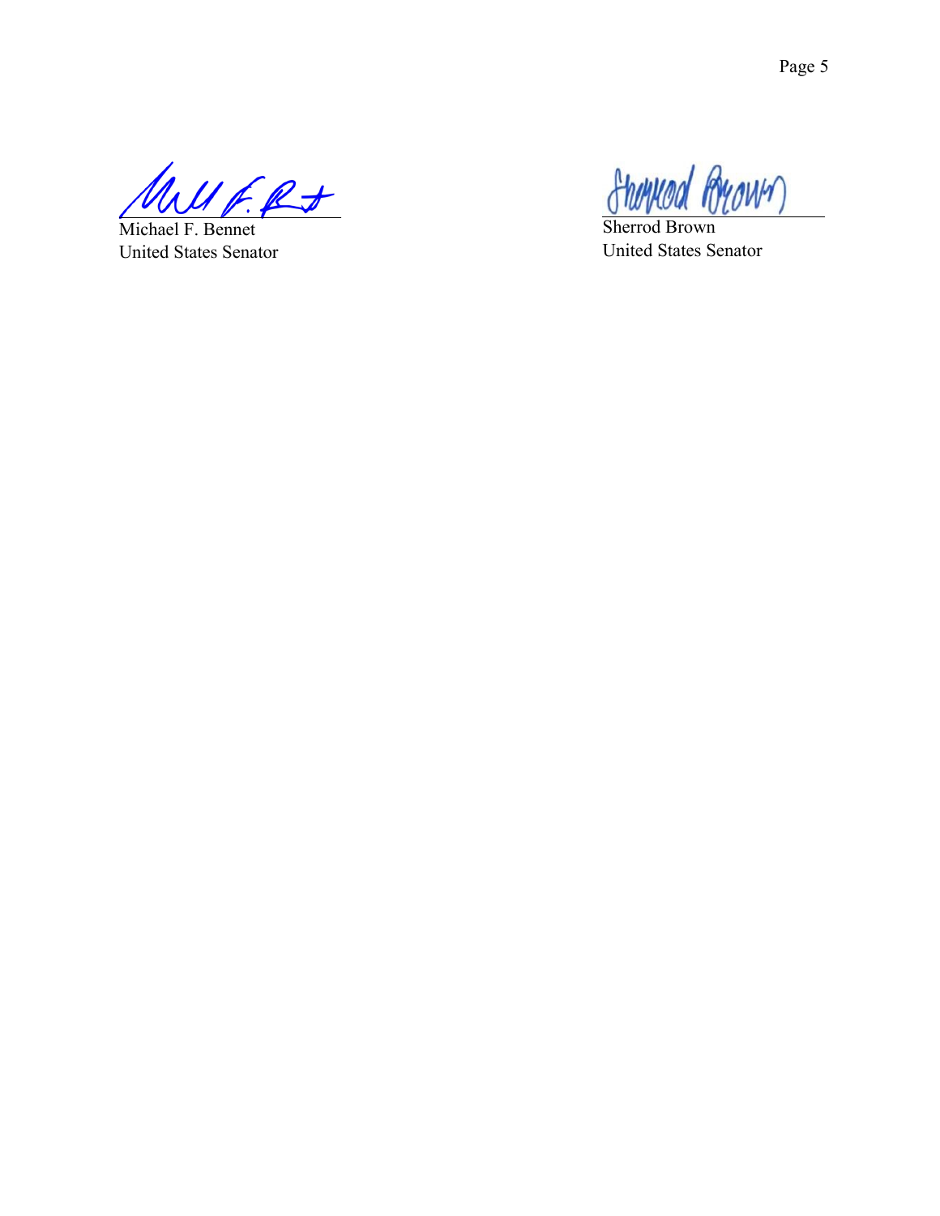Michael F. Bennet
United States Senator

Sherrod Brown
United States Senator